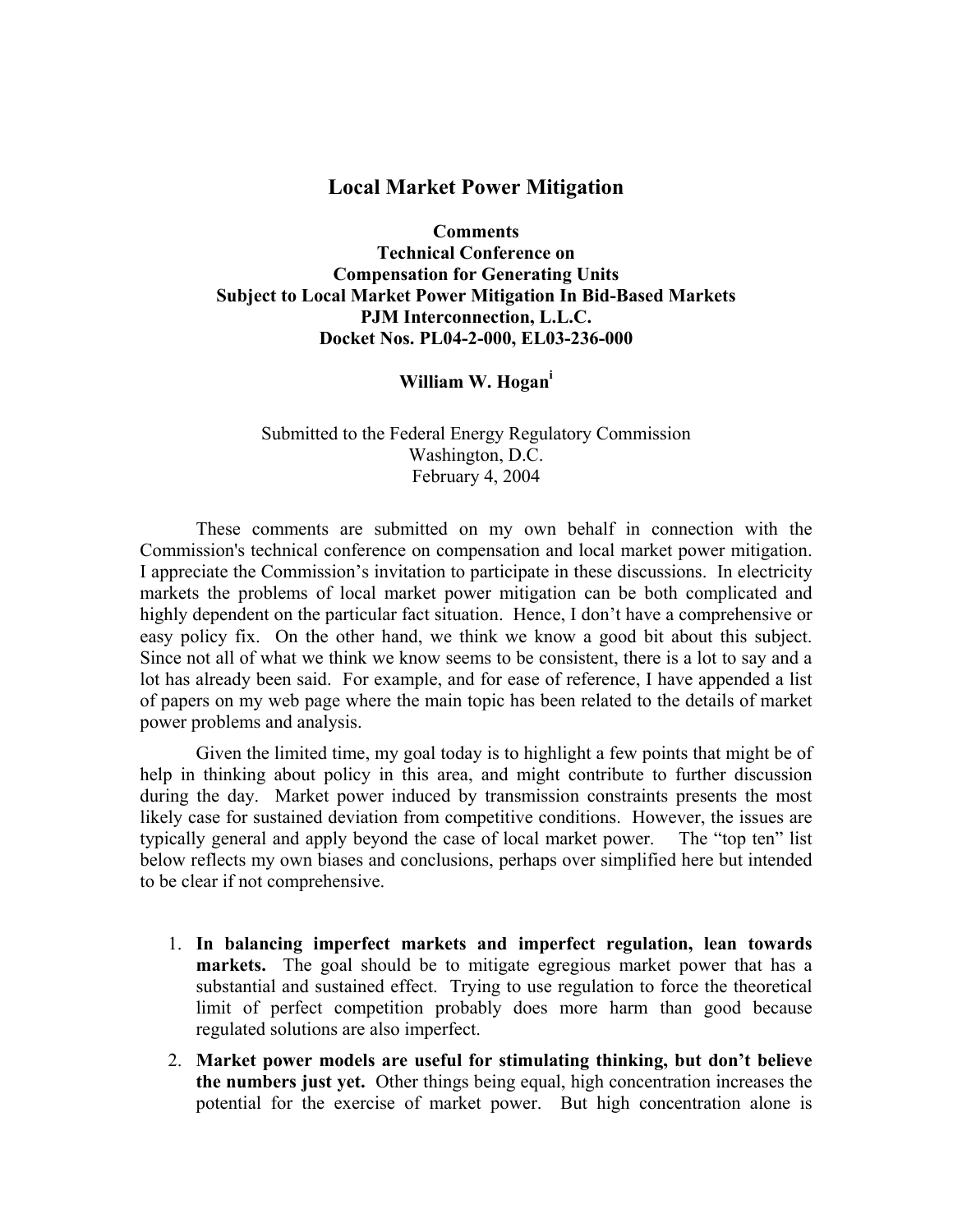# Local Market Power Mitigation

**Comments**
**Technical Conference on**
**Compensation for Generating Units**
**Subject to Local Market Power Mitigation In Bid-Based Markets**
**PJM Interconnection, L.L.C.**
**Docket Nos. PL04-2-000, EL03-236-000**

**William W. Hogan**[i]

Submitted to the Federal Energy Regulatory Commission
Washington, D.C.
February 4, 2004

These comments are submitted on my own behalf in connection with the Commission's technical conference on compensation and local market power mitigation. I appreciate the Commission's invitation to participate in these discussions. In electricity markets the problems of local market power mitigation can be both complicated and highly dependent on the particular fact situation. Hence, I don't have a comprehensive or easy policy fix. On the other hand, we think we know a good bit about this subject. Since not all of what we think we know seems to be consistent, there is a lot to say and a lot has already been said. For example, and for ease of reference, I have appended a list of papers on my web page where the main topic has been related to the details of market power problems and analysis.

Given the limited time, my goal today is to highlight a few points that might be of help in thinking about policy in this area, and might contribute to further discussion during the day. Market power induced by transmission constraints presents the most likely case for sustained deviation from competitive conditions. However, the issues are typically general and apply beyond the case of local market power. The "top ten" list below reflects my own biases and conclusions, perhaps over simplified here but intended to be clear if not comprehensive.

1. **In balancing imperfect markets and imperfect regulation, lean towards markets.** The goal should be to mitigate egregious market power that has a substantial and sustained effect. Trying to use regulation to force the theoretical limit of perfect competition probably does more harm than good because regulated solutions are also imperfect.
2. **Market power models are useful for stimulating thinking, but don't believe the numbers just yet.** Other things being equal, high concentration increases the potential for the exercise of market power. But high concentration alone is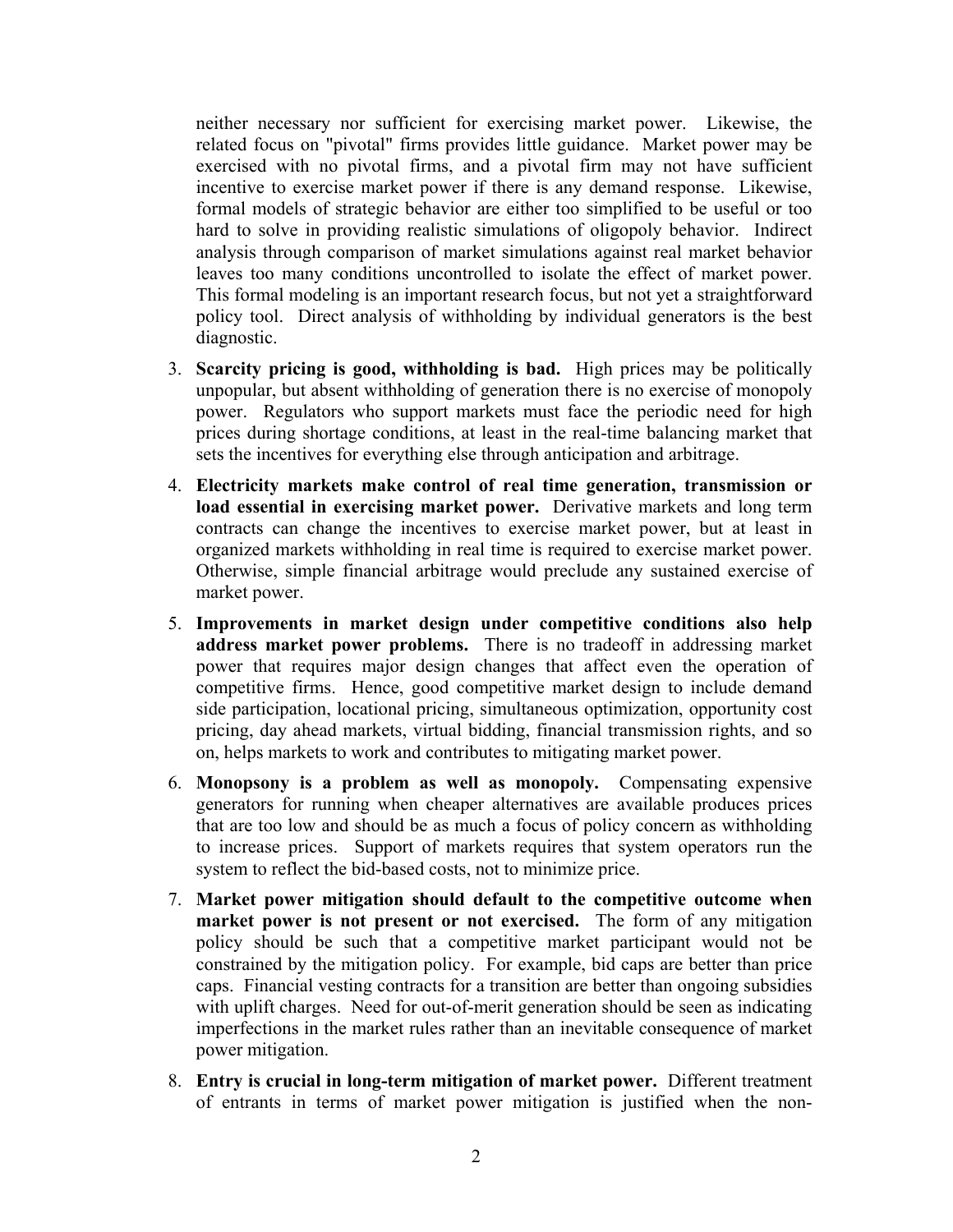neither necessary nor sufficient for exercising market power. Likewise, the related focus on "pivotal" firms provides little guidance. Market power may be exercised with no pivotal firms, and a pivotal firm may not have sufficient incentive to exercise market power if there is any demand response. Likewise, formal models of strategic behavior are either too simplified to be useful or too hard to solve in providing realistic simulations of oligopoly behavior. Indirect analysis through comparison of market simulations against real market behavior leaves too many conditions uncontrolled to isolate the effect of market power. This formal modeling is an important research focus, but not yet a straightforward policy tool. Direct analysis of withholding by individual generators is the best diagnostic.

3. **Scarcity pricing is good, withholding is bad.** High prices may be politically unpopular, but absent withholding of generation there is no exercise of monopoly power. Regulators who support markets must face the periodic need for high prices during shortage conditions, at least in the real-time balancing market that sets the incentives for everything else through anticipation and arbitrage.

4. **Electricity markets make control of real time generation, transmission or load essential in exercising market power.** Derivative markets and long term contracts can change the incentives to exercise market power, but at least in organized markets withholding in real time is required to exercise market power. Otherwise, simple financial arbitrage would preclude any sustained exercise of market power.

5. **Improvements in market design under competitive conditions also help address market power problems.** There is no tradeoff in addressing market power that requires major design changes that affect even the operation of competitive firms. Hence, good competitive market design to include demand side participation, locational pricing, simultaneous optimization, opportunity cost pricing, day ahead markets, virtual bidding, financial transmission rights, and so on, helps markets to work and contributes to mitigating market power.

6. **Monopsony is a problem as well as monopoly.** Compensating expensive generators for running when cheaper alternatives are available produces prices that are too low and should be as much a focus of policy concern as withholding to increase prices. Support of markets requires that system operators run the system to reflect the bid-based costs, not to minimize price.

7. **Market power mitigation should default to the competitive outcome when market power is not present or not exercised.** The form of any mitigation policy should be such that a competitive market participant would not be constrained by the mitigation policy. For example, bid caps are better than price caps. Financial vesting contracts for a transition are better than ongoing subsidies with uplift charges. Need for out-of-merit generation should be seen as indicating imperfections in the market rules rather than an inevitable consequence of market power mitigation.

8. **Entry is crucial in long-term mitigation of market power.** Different treatment of entrants in terms of market power mitigation is justified when the non-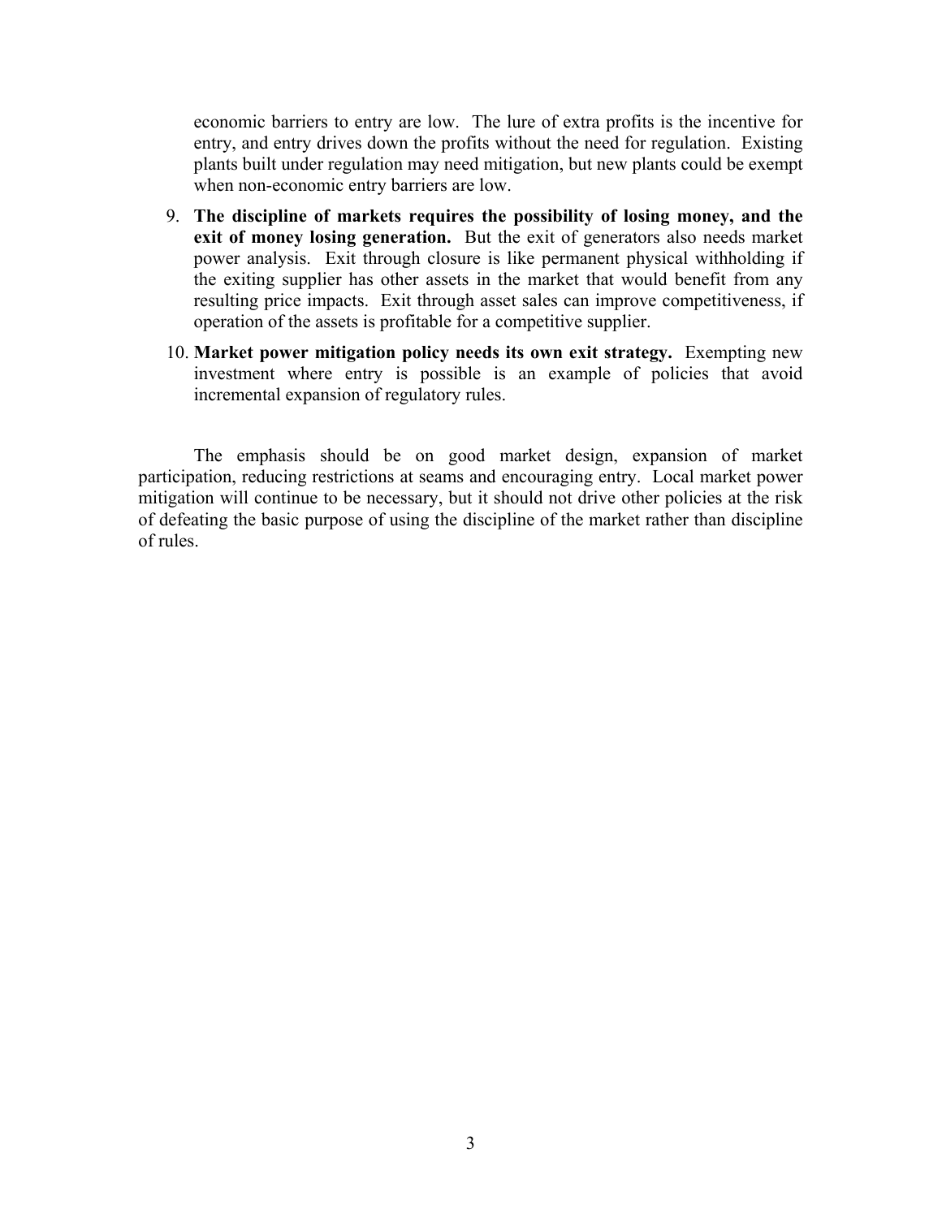economic barriers to entry are low. The lure of extra profits is the incentive for entry, and entry drives down the profits without the need for regulation. Existing plants built under regulation may need mitigation, but new plants could be exempt when non-economic entry barriers are low.

9. **The discipline of markets requires the possibility of losing money, and the exit of money losing generation.** But the exit of generators also needs market power analysis. Exit through closure is like permanent physical withholding if the exiting supplier has other assets in the market that would benefit from any resulting price impacts. Exit through asset sales can improve competitiveness, if operation of the assets is profitable for a competitive supplier.

10. **Market power mitigation policy needs its own exit strategy.** Exempting new investment where entry is possible is an example of policies that avoid incremental expansion of regulatory rules.

The emphasis should be on good market design, expansion of market participation, reducing restrictions at seams and encouraging entry. Local market power mitigation will continue to be necessary, but it should not drive other policies at the risk of defeating the basic purpose of using the discipline of the market rather than discipline of rules.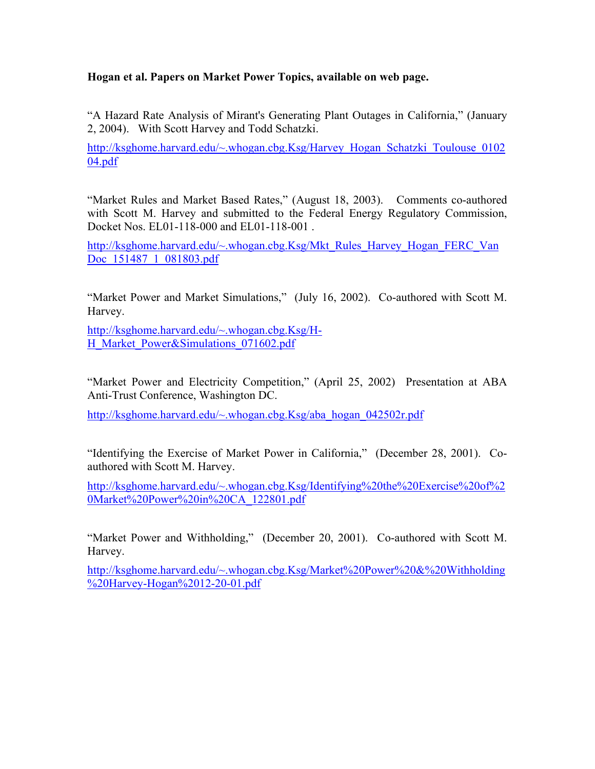**Hogan et al. Papers on Market Power Topics, available on web page.**

"A Hazard Rate Analysis of Mirant's Generating Plant Outages in California," (January 2, 2004). With Scott Harvey and Todd Schatzki.

http://ksghome.harvard.edu/~.whogan.cbg.Ksg/Harvey_Hogan_Schatzki_Toulouse_010204.pdf

"Market Rules and Market Based Rates," (August 18, 2003). Comments co-authored with Scott M. Harvey and submitted to the Federal Energy Regulatory Commission, Docket Nos. EL01-118-000 and EL01-118-001 .

http://ksghome.harvard.edu/~.whogan.cbg.Ksg/Mkt_Rules_Harvey_Hogan_FERC_VanDoc_151487_1_081803.pdf

"Market Power and Market Simulations," (July 16, 2002). Co-authored with Scott M. Harvey.

http://ksghome.harvard.edu/~.whogan.cbg.Ksg/H-H_Market_Power&Simulations_071602.pdf

"Market Power and Electricity Competition," (April 25, 2002) Presentation at ABA Anti-Trust Conference, Washington DC.

http://ksghome.harvard.edu/~.whogan.cbg.Ksg/aba_hogan_042502r.pdf

"Identifying the Exercise of Market Power in California," (December 28, 2001). Co-authored with Scott M. Harvey.

http://ksghome.harvard.edu/~.whogan.cbg.Ksg/Identifying%20the%20Exercise%20of%20Market%20Power%20in%20CA_122801.pdf

"Market Power and Withholding," (December 20, 2001). Co-authored with Scott M. Harvey.

http://ksghome.harvard.edu/~.whogan.cbg.Ksg/Market%20Power%20&%20Withholding%20Harvey-Hogan%2012-20-01.pdf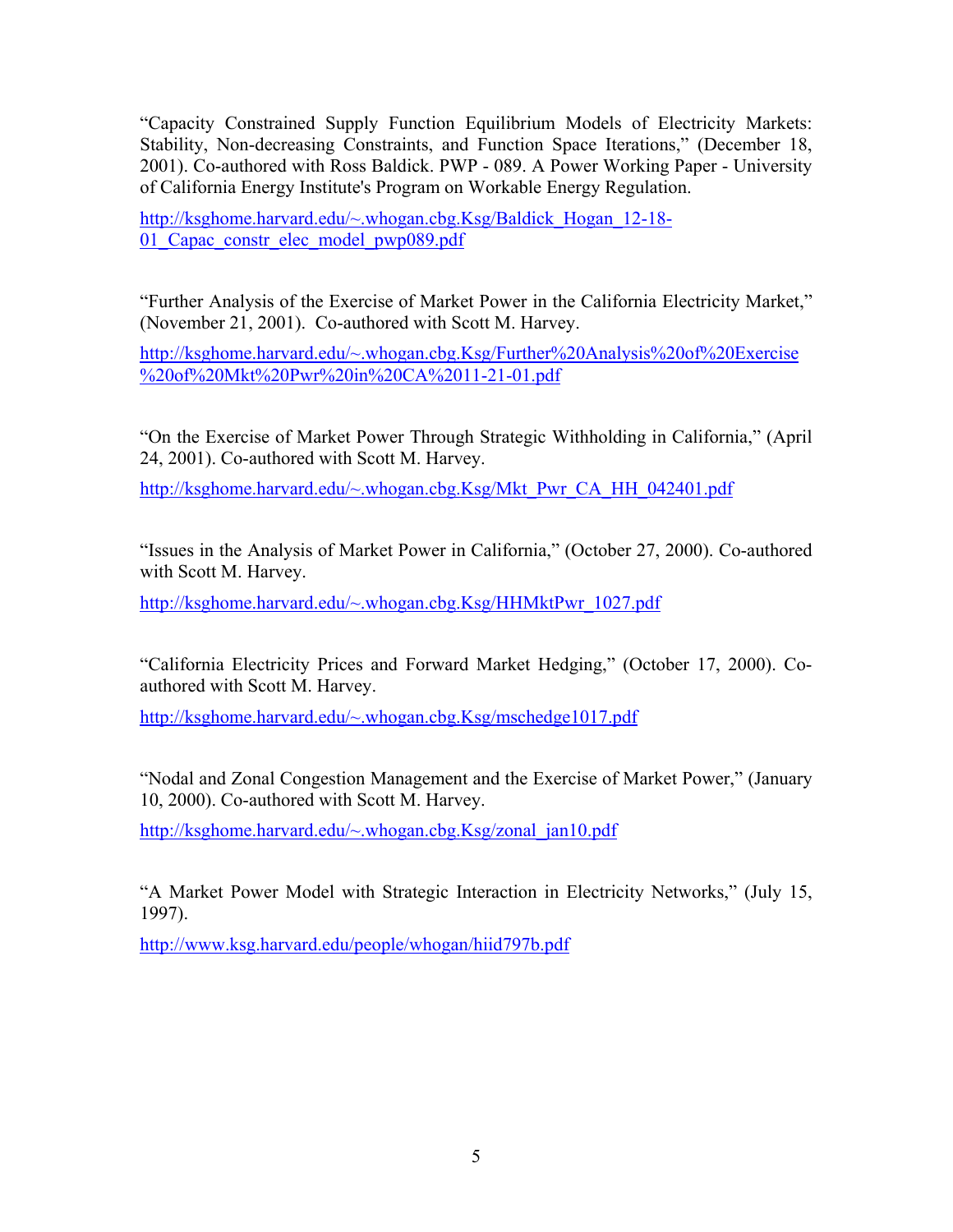"Capacity Constrained Supply Function Equilibrium Models of Electricity Markets: Stability, Non-decreasing Constraints, and Function Space Iterations," (December 18, 2001). Co-authored with Ross Baldick. PWP - 089. A Power Working Paper - University of California Energy Institute's Program on Workable Energy Regulation.

http://ksghome.harvard.edu/~.whogan.cbg.Ksg/Baldick_Hogan_12-18-01_Capac_constr_elec_model_pwp089.pdf

"Further Analysis of the Exercise of Market Power in the California Electricity Market," (November 21, 2001). Co-authored with Scott M. Harvey.

http://ksghome.harvard.edu/~.whogan.cbg.Ksg/Further%20Analysis%20of%20Exercise%20of%20Mkt%20Pwr%20in%20CA%2011-21-01.pdf

"On the Exercise of Market Power Through Strategic Withholding in California," (April 24, 2001). Co-authored with Scott M. Harvey.

http://ksghome.harvard.edu/~.whogan.cbg.Ksg/Mkt_Pwr_CA_HH_042401.pdf

"Issues in the Analysis of Market Power in California," (October 27, 2000). Co-authored with Scott M. Harvey.

http://ksghome.harvard.edu/~.whogan.cbg.Ksg/HHMktPwr_1027.pdf

"California Electricity Prices and Forward Market Hedging," (October 17, 2000). Co-authored with Scott M. Harvey.

http://ksghome.harvard.edu/~.whogan.cbg.Ksg/mschedge1017.pdf

"Nodal and Zonal Congestion Management and the Exercise of Market Power," (January 10, 2000). Co-authored with Scott M. Harvey.

http://ksghome.harvard.edu/~.whogan.cbg.Ksg/zonal_jan10.pdf

"A Market Power Model with Strategic Interaction in Electricity Networks," (July 15, 1997).

http://www.ksg.harvard.edu/people/whogan/hiid797b.pdf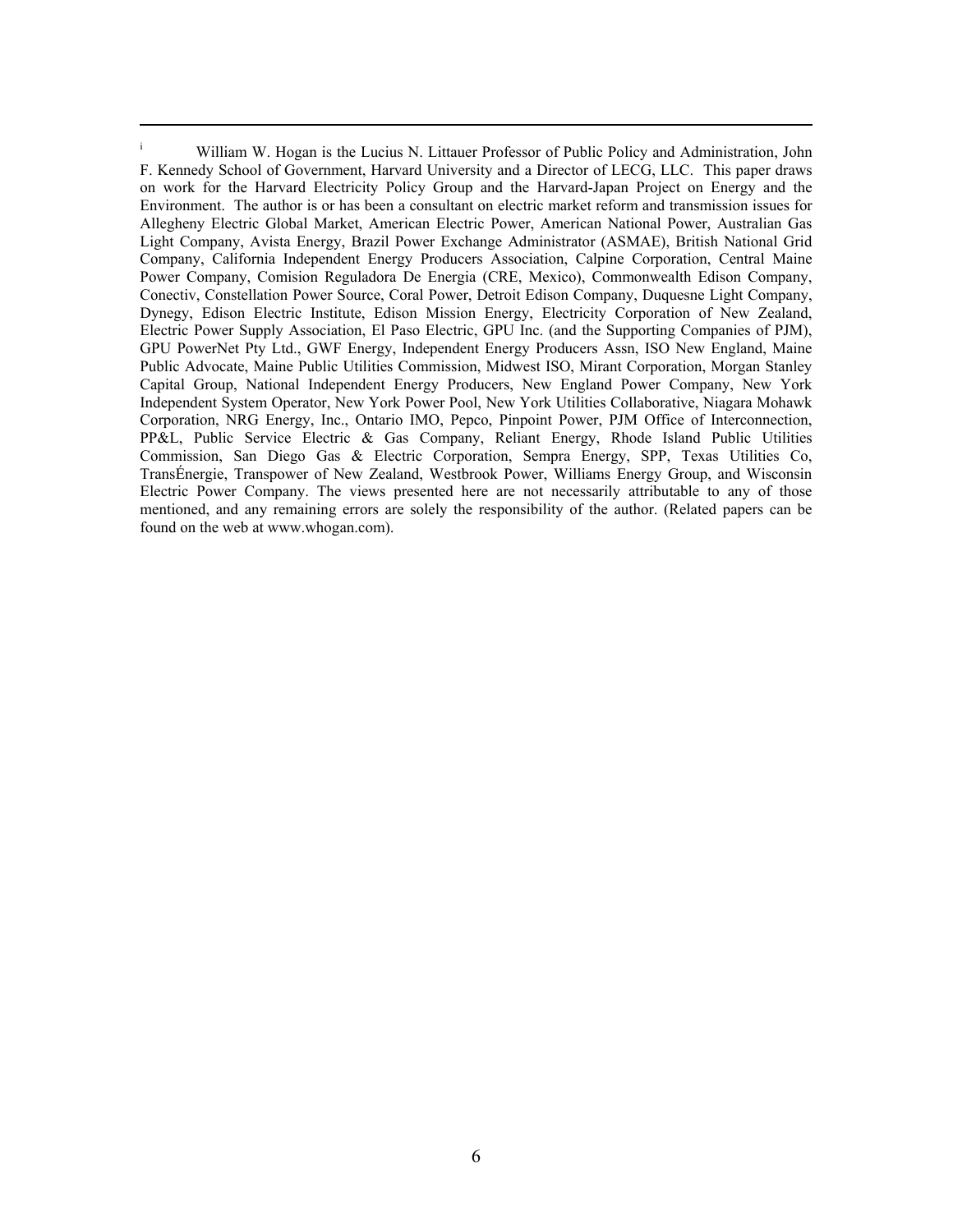[i] William W. Hogan is the Lucius N. Littauer Professor of Public Policy and Administration, John F. Kennedy School of Government, Harvard University and a Director of LECG, LLC. This paper draws on work for the Harvard Electricity Policy Group and the Harvard-Japan Project on Energy and the Environment. The author is or has been a consultant on electric market reform and transmission issues for Allegheny Electric Global Market, American Electric Power, American National Power, Australian Gas Light Company, Avista Energy, Brazil Power Exchange Administrator (ASMAE), British National Grid Company, California Independent Energy Producers Association, Calpine Corporation, Central Maine Power Company, Comision Reguladora De Energia (CRE, Mexico), Commonwealth Edison Company, Conectiv, Constellation Power Source, Coral Power, Detroit Edison Company, Duquesne Light Company, Dynegy, Edison Electric Institute, Edison Mission Energy, Electricity Corporation of New Zealand, Electric Power Supply Association, El Paso Electric, GPU Inc. (and the Supporting Companies of PJM), GPU PowerNet Pty Ltd., GWF Energy, Independent Energy Producers Assn, ISO New England, Maine Public Advocate, Maine Public Utilities Commission, Midwest ISO, Mirant Corporation, Morgan Stanley Capital Group, National Independent Energy Producers, New England Power Company, New York Independent System Operator, New York Power Pool, New York Utilities Collaborative, Niagara Mohawk Corporation, NRG Energy, Inc., Ontario IMO, Pepco, Pinpoint Power, PJM Office of Interconnection, PP&L, Public Service Electric & Gas Company, Reliant Energy, Rhode Island Public Utilities Commission, San Diego Gas & Electric Corporation, Sempra Energy, SPP, Texas Utilities Co, TransÉnergie, Transpower of New Zealand, Westbrook Power, Williams Energy Group, and Wisconsin Electric Power Company. The views presented here are not necessarily attributable to any of those mentioned, and any remaining errors are solely the responsibility of the author. (Related papers can be found on the web at www.whogan.com).